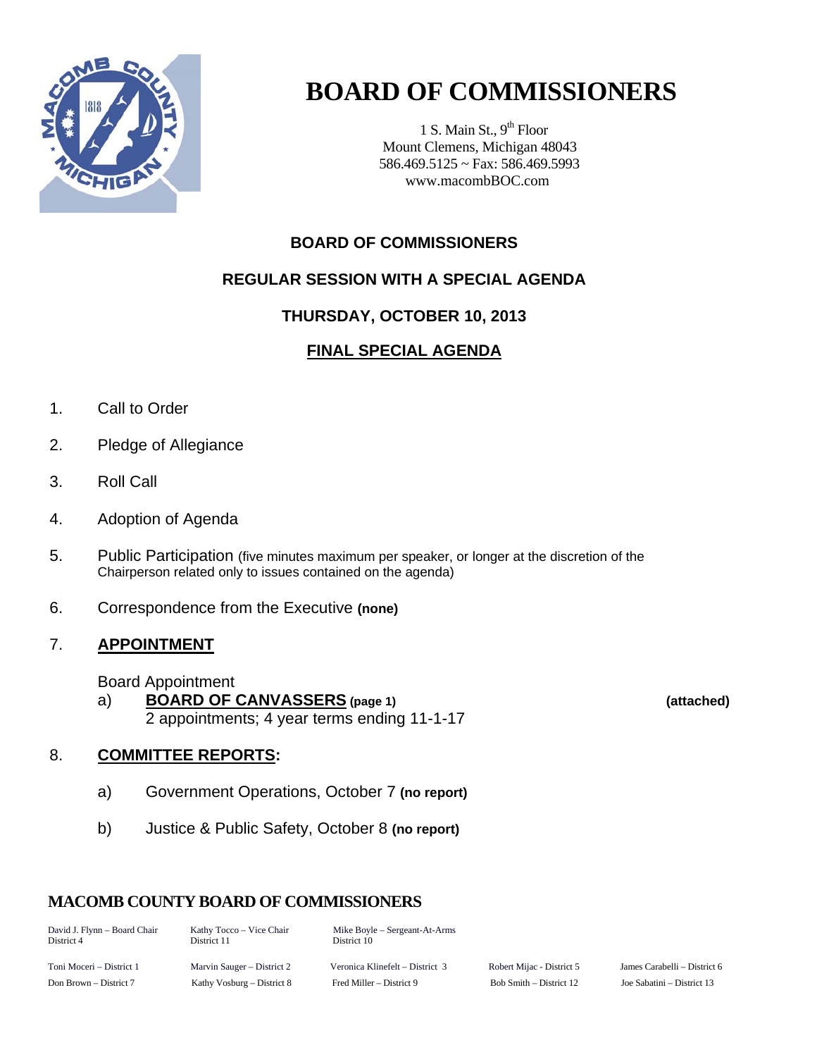# BOARD OF COMMISSIONERS

1 S. Main St., 9th Floor
Mount Clemens, Michigan 48043
586.469.5125 ~ Fax: 586.469.5993
www.macombBOC.com

## BOARD OF COMMISSIONERS

## REGULAR SESSION WITH A SPECIAL AGENDA

## THURSDAY, OCTOBER 10, 2013

## FINAL SPECIAL AGENDA

1. Call to Order
2. Pledge of Allegiance
3. Roll Call
4. Adoption of Agenda
5. Public Participation (five minutes maximum per speaker, or longer at the discretion of the Chairperson related only to issues contained on the agenda)
6. Correspondence from the Executive **(none)**
7. **APPOINTMENT**

   Board Appointment

   a) **BOARD OF CANVASSERS** **(page 1)** **(attached)**
   2 appointments; 4 year terms ending 11-1-17

8. **COMMITTEE REPORTS:**

   a) Government Operations, October 7 **(no report)**

   b) Justice & Public Safety, October 8 **(no report)**

**MACOMB COUNTY BOARD OF COMMISSIONERS**

David J. Flynn – Board Chair, District 4
Kathy Tocco – Vice Chair, District 11
Mike Boyle – Sergeant-At-Arms, District 10

Toni Moceri – District 1
Marvin Sauger – District 2
Veronica Klinefelt – District 3
Robert Mijac - District 5
James Carabelli – District 6
Don Brown – District 7
Kathy Vosburg – District 8
Fred Miller – District 9
Bob Smith – District 12
Joe Sabatini – District 13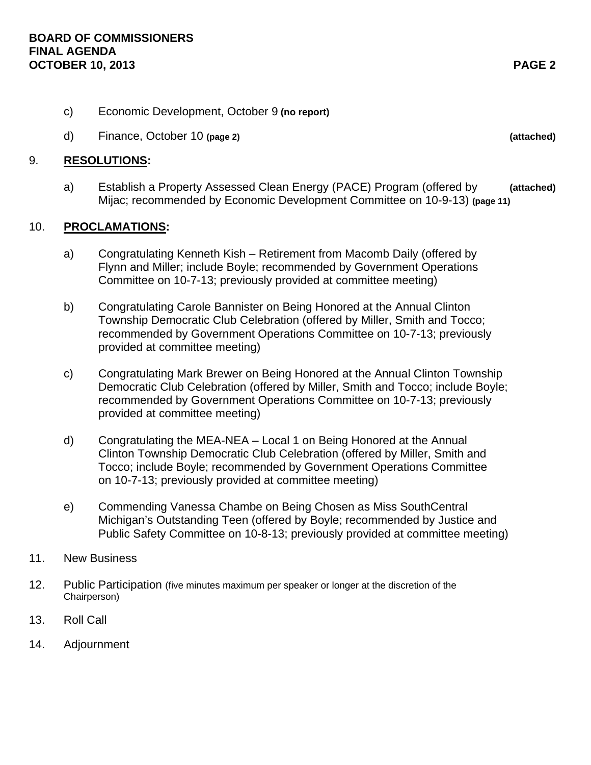c) Economic Development, October 9 **(no report)**

d) Finance, October 10 **(page 2)** **(attached)**

9. **RESOLUTIONS:**

a) Establish a Property Assessed Clean Energy (PACE) Program (offered by Mijac; recommended by Economic Development Committee on 10-9-13) **(page 11)** **(attached)**

10. **PROCLAMATIONS:**

a) Congratulating Kenneth Kish – Retirement from Macomb Daily (offered by Flynn and Miller; include Boyle; recommended by Government Operations Committee on 10-7-13; previously provided at committee meeting)

b) Congratulating Carole Bannister on Being Honored at the Annual Clinton Township Democratic Club Celebration (offered by Miller, Smith and Tocco; recommended by Government Operations Committee on 10-7-13; previously provided at committee meeting)

c) Congratulating Mark Brewer on Being Honored at the Annual Clinton Township Democratic Club Celebration (offered by Miller, Smith and Tocco; include Boyle; recommended by Government Operations Committee on 10-7-13; previously provided at committee meeting)

d) Congratulating the MEA-NEA – Local 1 on Being Honored at the Annual Clinton Township Democratic Club Celebration (offered by Miller, Smith and Tocco; include Boyle; recommended by Government Operations Committee on 10-7-13; previously provided at committee meeting)

e) Commending Vanessa Chambe on Being Chosen as Miss SouthCentral Michigan's Outstanding Teen (offered by Boyle; recommended by Justice and Public Safety Committee on 10-8-13; previously provided at committee meeting)

11. New Business

12. Public Participation (five minutes maximum per speaker or longer at the discretion of the Chairperson)

13. Roll Call

14. Adjournment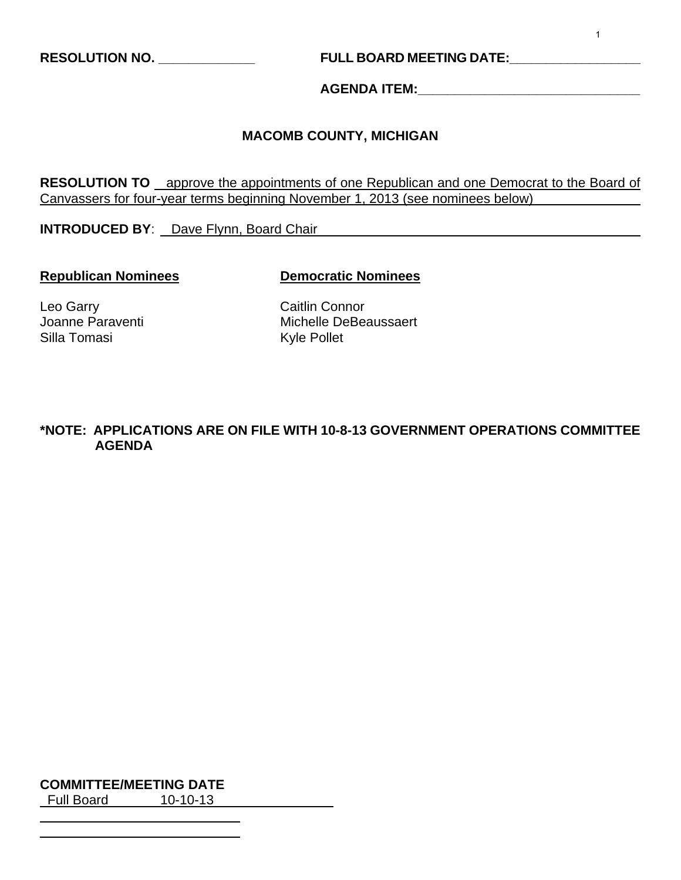**RESOLUTION NO. \_\_\_\_\_\_\_\_\_\_\_\_\_** **FULL BOARD MEETING DATE:\_\_\_\_\_\_\_\_\_\_\_\_\_\_\_\_\_\_**

**AGENDA ITEM:\_\_\_\_\_\_\_\_\_\_\_\_\_\_\_\_\_\_\_\_\_\_\_\_\_\_\_\_\_\_\_**

## MACOMB COUNTY, MICHIGAN

**RESOLUTION TO** approve the appointments of one Republican and one Democrat to the Board of Canvassers for four-year terms beginning November 1, 2013 (see nominees below)

**INTRODUCED BY**: Dave Flynn, Board Chair

| **Republican Nominees** | **Democratic Nominees** |
|---|---|
| Leo Garry | Caitlin Connor |
| Joanne Paraventi | Michelle DeBeaussaert |
| Silla Tomasi | Kyle Pollet |

**\*NOTE: APPLICATIONS ARE ON FILE WITH 10-8-13 GOVERNMENT OPERATIONS COMMITTEE AGENDA**

**COMMITTEE/MEETING DATE**

Full Board 10-10-13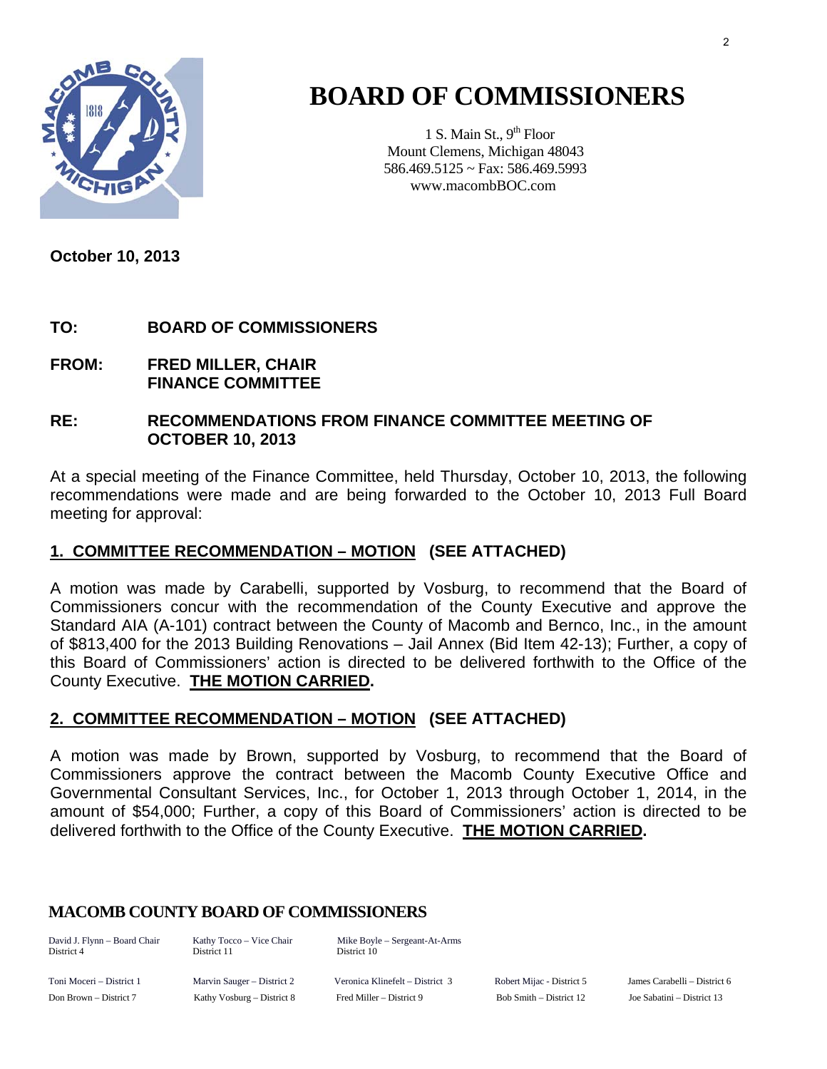# BOARD OF COMMISSIONERS

1 S. Main St., 9th Floor
Mount Clemens, Michigan 48043
586.469.5125 ~ Fax: 586.469.5993
www.macombBOC.com

**October 10, 2013**

**TO: BOARD OF COMMISSIONERS**

**FROM: FRED MILLER, CHAIR
FINANCE COMMITTEE**

**RE: RECOMMENDATIONS FROM FINANCE COMMITTEE MEETING OF OCTOBER 10, 2013**

At a special meeting of the Finance Committee, held Thursday, October 10, 2013, the following recommendations were made and are being forwarded to the October 10, 2013 Full Board meeting for approval:

## 1. COMMITTEE RECOMMENDATION – MOTION (SEE ATTACHED)

A motion was made by Carabelli, supported by Vosburg, to recommend that the Board of Commissioners concur with the recommendation of the County Executive and approve the Standard AIA (A-101) contract between the County of Macomb and Bernco, Inc., in the amount of $813,400 for the 2013 Building Renovations – Jail Annex (Bid Item 42-13); Further, a copy of this Board of Commissioners' action is directed to be delivered forthwith to the Office of the County Executive. **THE MOTION CARRIED.**

## 2. COMMITTEE RECOMMENDATION – MOTION (SEE ATTACHED)

A motion was made by Brown, supported by Vosburg, to recommend that the Board of Commissioners approve the contract between the Macomb County Executive Office and Governmental Consultant Services, Inc., for October 1, 2013 through October 1, 2014, in the amount of $54,000; Further, a copy of this Board of Commissioners' action is directed to be delivered forthwith to the Office of the County Executive. **THE MOTION CARRIED.**

**MACOMB COUNTY BOARD OF COMMISSIONERS**

David J. Flynn – Board Chair, District 4
Kathy Tocco – Vice Chair, District 11
Mike Boyle – Sergeant-At-Arms, District 10

Toni Moceri – District 1
Marvin Sauger – District 2
Veronica Klinefelt – District 3
Robert Mijac - District 5
James Carabelli – District 6
Don Brown – District 7
Kathy Vosburg – District 8
Fred Miller – District 9
Bob Smith – District 12
Joe Sabatini – District 13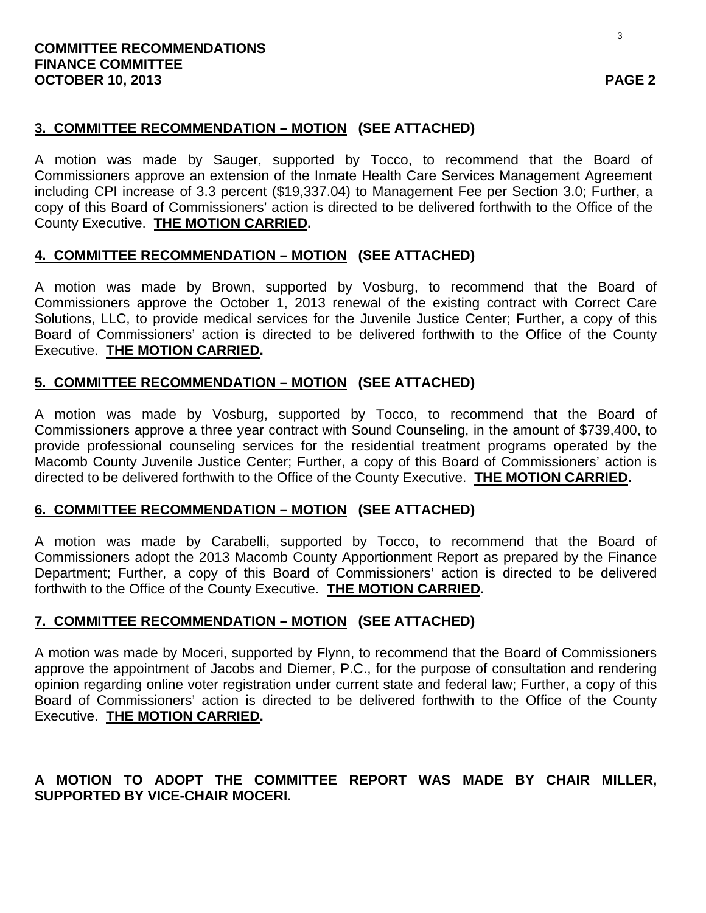**COMMITTEE RECOMMENDATIONS**
**FINANCE COMMITTEE**
**OCTOBER 10, 2013** **PAGE 2**

**3. COMMITTEE RECOMMENDATION – MOTION (SEE ATTACHED)**

A motion was made by Sauger, supported by Tocco, to recommend that the Board of Commissioners approve an extension of the Inmate Health Care Services Management Agreement including CPI increase of 3.3 percent ($19,337.04) to Management Fee per Section 3.0; Further, a copy of this Board of Commissioners' action is directed to be delivered forthwith to the Office of the County Executive. **THE MOTION CARRIED.**

**4. COMMITTEE RECOMMENDATION – MOTION (SEE ATTACHED)**

A motion was made by Brown, supported by Vosburg, to recommend that the Board of Commissioners approve the October 1, 2013 renewal of the existing contract with Correct Care Solutions, LLC, to provide medical services for the Juvenile Justice Center; Further, a copy of this Board of Commissioners' action is directed to be delivered forthwith to the Office of the County Executive. **THE MOTION CARRIED.**

**5. COMMITTEE RECOMMENDATION – MOTION (SEE ATTACHED)**

A motion was made by Vosburg, supported by Tocco, to recommend that the Board of Commissioners approve a three year contract with Sound Counseling, in the amount of $739,400, to provide professional counseling services for the residential treatment programs operated by the Macomb County Juvenile Justice Center; Further, a copy of this Board of Commissioners' action is directed to be delivered forthwith to the Office of the County Executive. **THE MOTION CARRIED.**

**6. COMMITTEE RECOMMENDATION – MOTION (SEE ATTACHED)**

A motion was made by Carabelli, supported by Tocco, to recommend that the Board of Commissioners adopt the 2013 Macomb County Apportionment Report as prepared by the Finance Department; Further, a copy of this Board of Commissioners' action is directed to be delivered forthwith to the Office of the County Executive. **THE MOTION CARRIED.**

**7. COMMITTEE RECOMMENDATION – MOTION (SEE ATTACHED)**

A motion was made by Moceri, supported by Flynn, to recommend that the Board of Commissioners approve the appointment of Jacobs and Diemer, P.C., for the purpose of consultation and rendering opinion regarding online voter registration under current state and federal law; Further, a copy of this Board of Commissioners' action is directed to be delivered forthwith to the Office of the County Executive. **THE MOTION CARRIED.**

**A MOTION TO ADOPT THE COMMITTEE REPORT WAS MADE BY CHAIR MILLER, SUPPORTED BY VICE-CHAIR MOCERI.**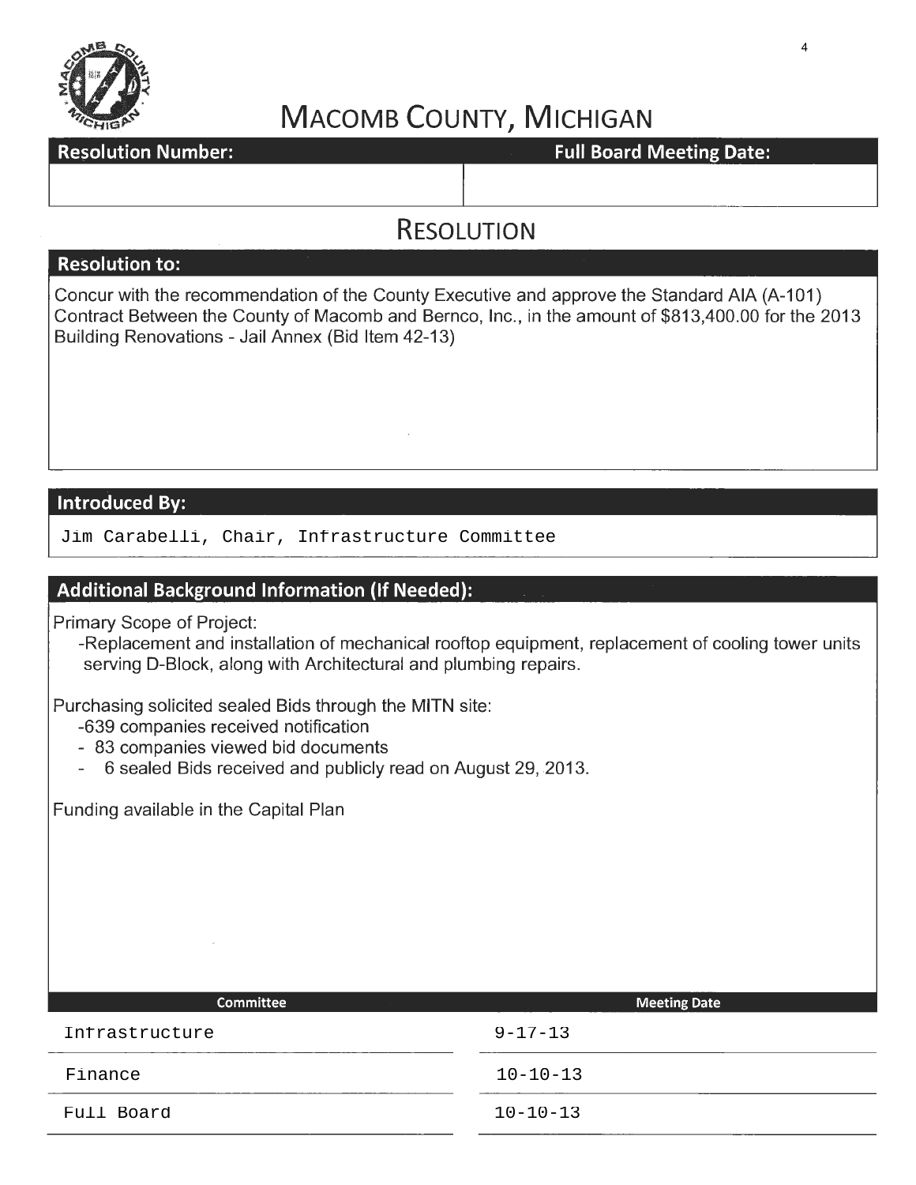# MACOMB COUNTY, MICHIGAN

| Resolution Number: | Full Board Meeting Date: |
|---|---|
| | |

## RESOLUTION

**Resolution to:**

Concur with the recommendation of the County Executive and approve the Standard AIA (A-101) Contract Between the County of Macomb and Bernco, Inc., in the amount of $813,400.00 for the 2013 Building Renovations - Jail Annex (Bid Item 42-13)

**Introduced By:**

Jim Carabelli, Chair, Infrastructure Committee

**Additional Background Information (If Needed):**

Primary Scope of Project:

- Replacement and installation of mechanical rooftop equipment, replacement of cooling tower units serving D-Block, along with Architectural and plumbing repairs.

Purchasing solicited sealed Bids through the MITN site:

- 639 companies received notification
- 83 companies viewed bid documents
- 6 sealed Bids received and publicly read on August 29, 2013.

Funding available in the Capital Plan

| Committee | Meeting Date |
|---|---|
| Infrastructure | 9-17-13 |
| Finance | 10-10-13 |
| Full Board | 10-10-13 |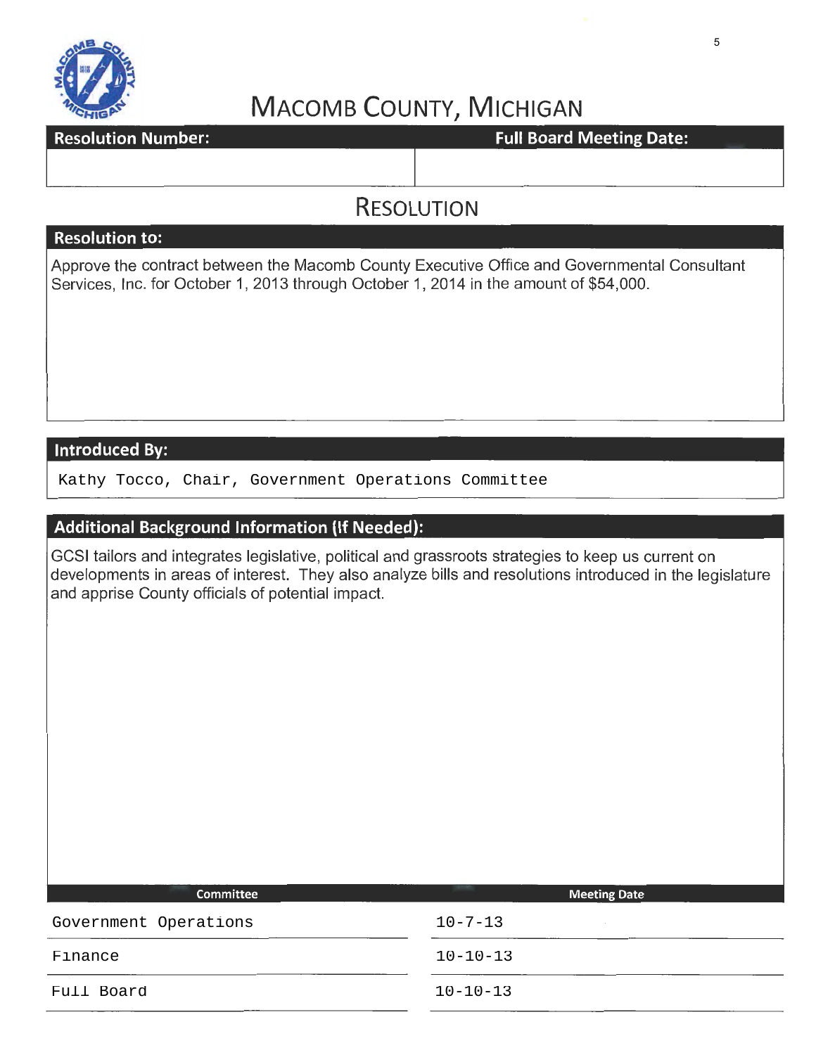# MACOMB COUNTY, MICHIGAN

| Resolution Number: | Full Board Meeting Date: |
| --- | --- |
| | |

## RESOLUTION

**Resolution to:**

Approve the contract between the Macomb County Executive Office and Governmental Consultant Services, Inc. for October 1, 2013 through October 1, 2014 in the amount of $54,000.

**Introduced By:**

Kathy Tocco, Chair, Government Operations Committee

**Additional Background Information (If Needed):**

GCSI tailors and integrates legislative, political and grassroots strategies to keep us current on developments in areas of interest. They also analyze bills and resolutions introduced in the legislature and apprise County officials of potential impact.

| Committee | Meeting Date |
| --- | --- |
| Government Operations | 10-7-13 |
| Finance | 10-10-13 |
| Full Board | 10-10-13 |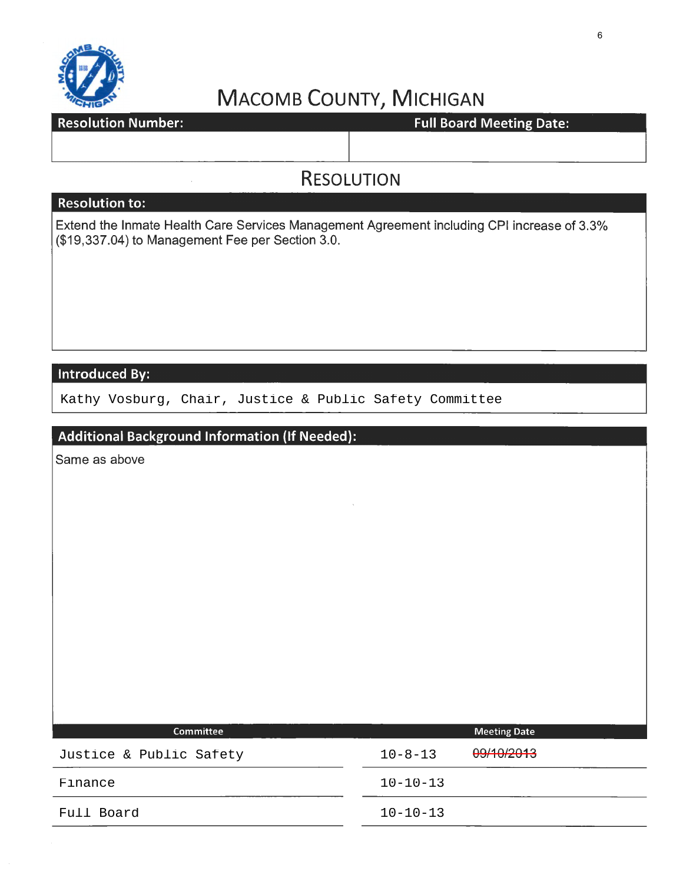# MACOMB COUNTY, MICHIGAN

| Resolution Number: | Full Board Meeting Date: |
|---|---|
| | |

## RESOLUTION

**Resolution to:**

Extend the Inmate Health Care Services Management Agreement including CPI increase of 3.3% ($19,337.04) to Management Fee per Section 3.0.

**Introduced By:**

Kathy Vosburg, Chair, Justice & Public Safety Committee

**Additional Background Information (If Needed):**

Same as above

| Committee | Meeting Date |
|---|---|
| Justice & Public Safety | 10-8-13 ~~09/10/2013~~ |
| Finance | 10-10-13 |
| Full Board | 10-10-13 |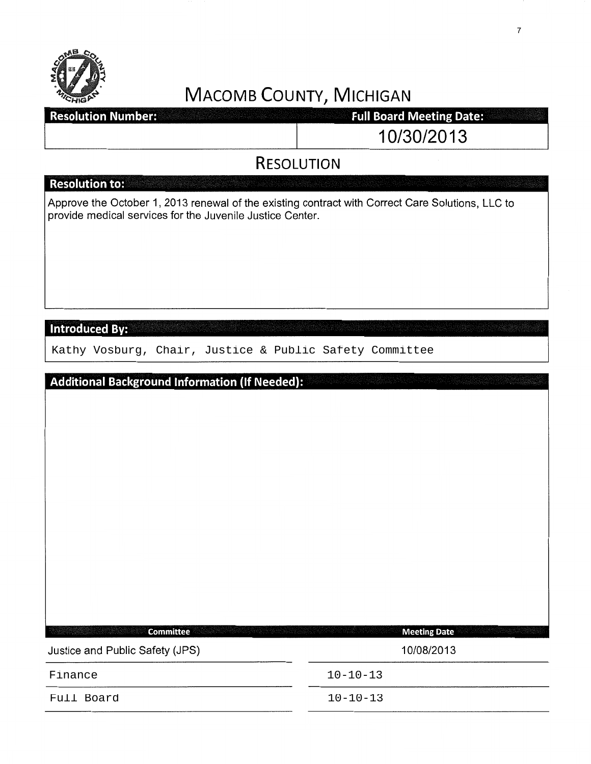# MACOMB COUNTY, MICHIGAN

| Resolution Number: | Full Board Meeting Date: |
|---|---|
| | 10/30/2013 |

## RESOLUTION

**Resolution to:**

Approve the October 1, 2013 renewal of the existing contract with Correct Care Solutions, LLC to provide medical services for the Juvenile Justice Center.

**Introduced By:**

Kathy Vosburg, Chair, Justice & Public Safety Committee

**Additional Background Information (If Needed):**

| Committee | Meeting Date |
|---|---|
| Justice and Public Safety (JPS) | 10/08/2013 |
| Finance | 10-10-13 |
| Full Board | 10-10-13 |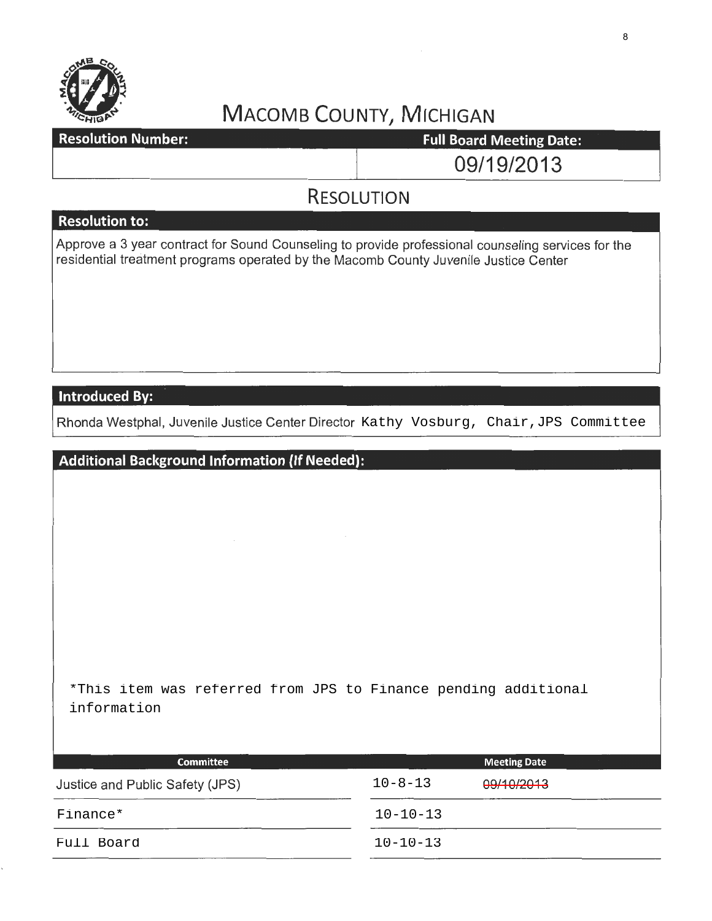# MACOMB COUNTY, MICHIGAN

| Resolution Number: | Full Board Meeting Date: |
|---|---|
| | 09/19/2013 |

## RESOLUTION

### Resolution to:

Approve a 3 year contract for Sound Counseling to provide professional counseling services for the residential treatment programs operated by the Macomb County Juvenile Justice Center

### Introduced By:

Rhonda Westphal, Juvenile Justice Center Director Kathy Vosburg, Chair, JPS Committee

### Additional Background Information (If Needed):

*This item was referred from JPS to Finance pending additional information

| Committee | Meeting Date |
|---|---|
| Justice and Public Safety (JPS) | 10-8-13 ~~09/10/2013~~ |
| Finance* | 10-10-13 |
| Full Board | 10-10-13 |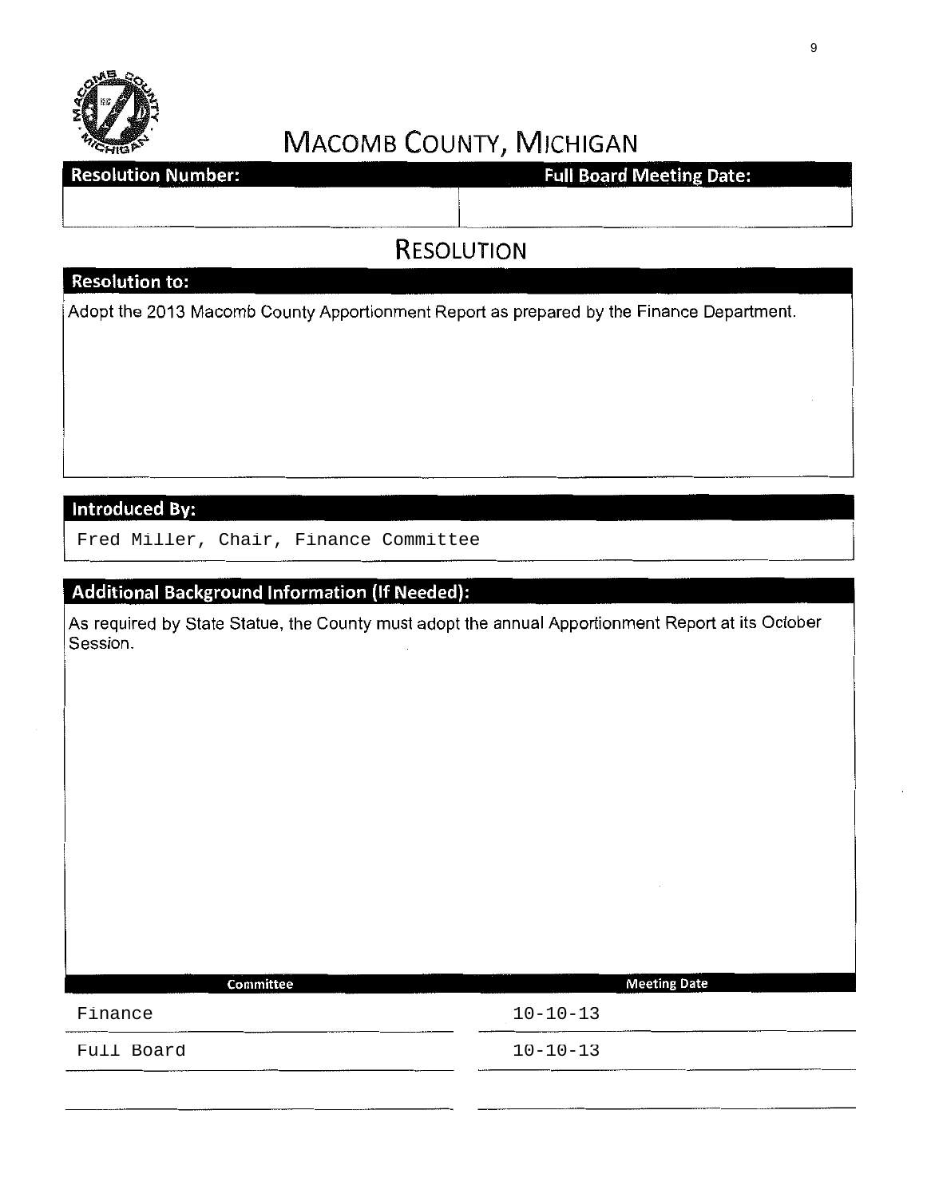# MACOMB COUNTY, MICHIGAN

| Resolution Number: | Full Board Meeting Date: |
| --- | --- |
| | |

## RESOLUTION

### Resolution to:

Adopt the 2013 Macomb County Apportionment Report as prepared by the Finance Department.

### Introduced By:

Fred Miller, Chair, Finance Committee

### Additional Background Information (If Needed):

As required by State Statue, the County must adopt the annual Apportionment Report at its October Session.

| Committee | Meeting Date |
| --- | --- |
| Finance | 10-10-13 |
| Full Board | 10-10-13 |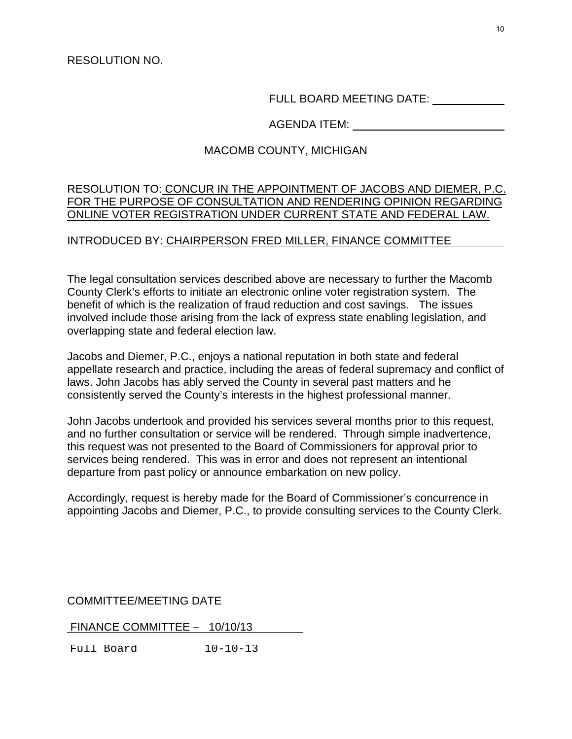RESOLUTION NO.

FULL BOARD MEETING DATE: \_\_\_\_\_\_\_\_\_\_\_\_

AGENDA ITEM: \_\_\_\_\_\_\_\_\_\_\_\_\_\_\_\_\_\_\_\_\_\_\_\_\_\_

MACOMB COUNTY, MICHIGAN

RESOLUTION TO: CONCUR IN THE APPOINTMENT OF JACOBS AND DIEMER, P.C. FOR THE PURPOSE OF CONSULTATION AND RENDERING OPINION REGARDING ONLINE VOTER REGISTRATION UNDER CURRENT STATE AND FEDERAL LAW.

INTRODUCED BY: CHAIRPERSON FRED MILLER, FINANCE COMMITTEE

The legal consultation services described above are necessary to further the Macomb County Clerk's efforts to initiate an electronic online voter registration system. The benefit of which is the realization of fraud reduction and cost savings. The issues involved include those arising from the lack of express state enabling legislation, and overlapping state and federal election law.

Jacobs and Diemer, P.C., enjoys a national reputation in both state and federal appellate research and practice, including the areas of federal supremacy and conflict of laws. John Jacobs has ably served the County in several past matters and he consistently served the County's interests in the highest professional manner.

John Jacobs undertook and provided his services several months prior to this request, and no further consultation or service will be rendered. Through simple inadvertence, this request was not presented to the Board of Commissioners for approval prior to services being rendered. This was in error and does not represent an intentional departure from past policy or announce embarkation on new policy.

Accordingly, request is hereby made for the Board of Commissioner's concurrence in appointing Jacobs and Diemer, P.C., to provide consulting services to the County Clerk.

COMMITTEE/MEETING DATE

FINANCE COMMITTEE – 10/10/13

Full Board 10-10-13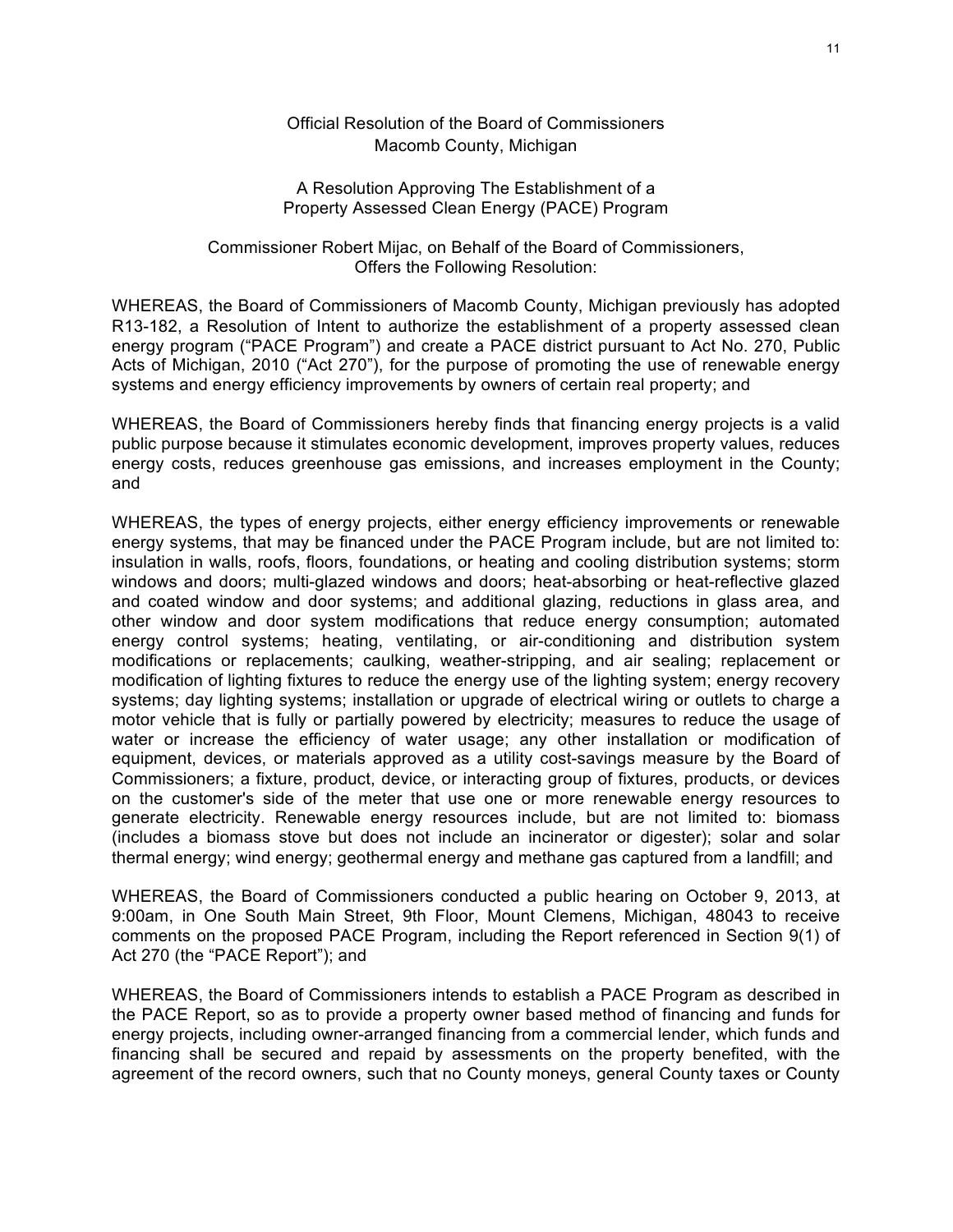Official Resolution of the Board of Commissioners
Macomb County, Michigan

A Resolution Approving The Establishment of a
Property Assessed Clean Energy (PACE) Program

Commissioner Robert Mijac, on Behalf of the Board of Commissioners,
Offers the Following Resolution:

WHEREAS, the Board of Commissioners of Macomb County, Michigan previously has adopted R13-182, a Resolution of Intent to authorize the establishment of a property assessed clean energy program ("PACE Program") and create a PACE district pursuant to Act No. 270, Public Acts of Michigan, 2010 ("Act 270"), for the purpose of promoting the use of renewable energy systems and energy efficiency improvements by owners of certain real property; and

WHEREAS, the Board of Commissioners hereby finds that financing energy projects is a valid public purpose because it stimulates economic development, improves property values, reduces energy costs, reduces greenhouse gas emissions, and increases employment in the County; and

WHEREAS, the types of energy projects, either energy efficiency improvements or renewable energy systems, that may be financed under the PACE Program include, but are not limited to: insulation in walls, roofs, floors, foundations, or heating and cooling distribution systems; storm windows and doors; multi-glazed windows and doors; heat-absorbing or heat-reflective glazed and coated window and door systems; and additional glazing, reductions in glass area, and other window and door system modifications that reduce energy consumption; automated energy control systems; heating, ventilating, or air-conditioning and distribution system modifications or replacements; caulking, weather-stripping, and air sealing; replacement or modification of lighting fixtures to reduce the energy use of the lighting system; energy recovery systems; day lighting systems; installation or upgrade of electrical wiring or outlets to charge a motor vehicle that is fully or partially powered by electricity; measures to reduce the usage of water or increase the efficiency of water usage; any other installation or modification of equipment, devices, or materials approved as a utility cost-savings measure by the Board of Commissioners; a fixture, product, device, or interacting group of fixtures, products, or devices on the customer's side of the meter that use one or more renewable energy resources to generate electricity. Renewable energy resources include, but are not limited to: biomass (includes a biomass stove but does not include an incinerator or digester); solar and solar thermal energy; wind energy; geothermal energy and methane gas captured from a landfill; and

WHEREAS, the Board of Commissioners conducted a public hearing on October 9, 2013, at 9:00am, in One South Main Street, 9th Floor, Mount Clemens, Michigan, 48043 to receive comments on the proposed PACE Program, including the Report referenced in Section 9(1) of Act 270 (the "PACE Report"); and

WHEREAS, the Board of Commissioners intends to establish a PACE Program as described in the PACE Report, so as to provide a property owner based method of financing and funds for energy projects, including owner-arranged financing from a commercial lender, which funds and financing shall be secured and repaid by assessments on the property benefited, with the agreement of the record owners, such that no County moneys, general County taxes or County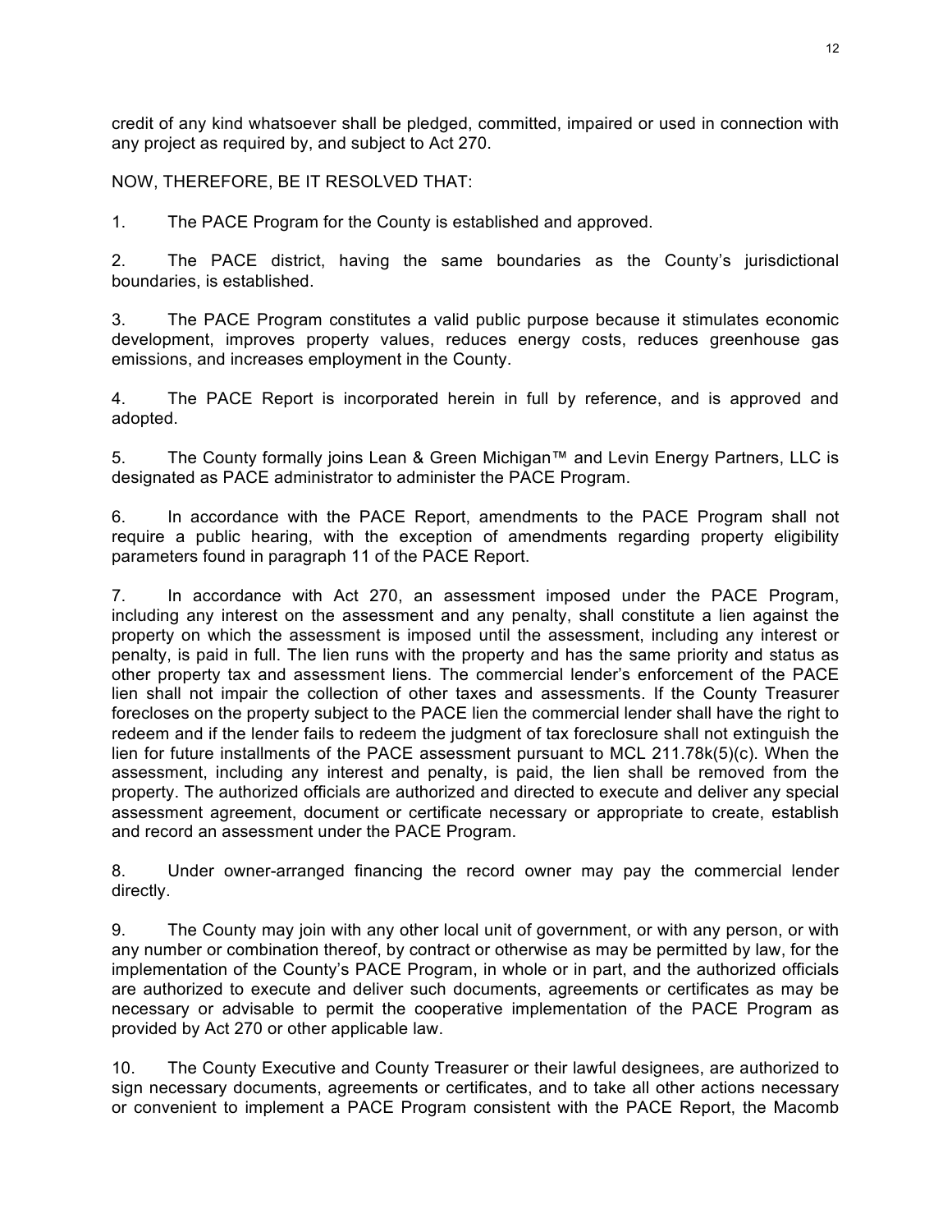credit of any kind whatsoever shall be pledged, committed, impaired or used in connection with any project as required by, and subject to Act 270.

NOW, THEREFORE, BE IT RESOLVED THAT:

1. The PACE Program for the County is established and approved.

2. The PACE district, having the same boundaries as the County's jurisdictional boundaries, is established.

3. The PACE Program constitutes a valid public purpose because it stimulates economic development, improves property values, reduces energy costs, reduces greenhouse gas emissions, and increases employment in the County.

4. The PACE Report is incorporated herein in full by reference, and is approved and adopted.

5. The County formally joins Lean & Green Michigan™ and Levin Energy Partners, LLC is designated as PACE administrator to administer the PACE Program.

6. In accordance with the PACE Report, amendments to the PACE Program shall not require a public hearing, with the exception of amendments regarding property eligibility parameters found in paragraph 11 of the PACE Report.

7. In accordance with Act 270, an assessment imposed under the PACE Program, including any interest on the assessment and any penalty, shall constitute a lien against the property on which the assessment is imposed until the assessment, including any interest or penalty, is paid in full. The lien runs with the property and has the same priority and status as other property tax and assessment liens. The commercial lender's enforcement of the PACE lien shall not impair the collection of other taxes and assessments. If the County Treasurer forecloses on the property subject to the PACE lien the commercial lender shall have the right to redeem and if the lender fails to redeem the judgment of tax foreclosure shall not extinguish the lien for future installments of the PACE assessment pursuant to MCL 211.78k(5)(c). When the assessment, including any interest and penalty, is paid, the lien shall be removed from the property. The authorized officials are authorized and directed to execute and deliver any special assessment agreement, document or certificate necessary or appropriate to create, establish and record an assessment under the PACE Program.

8. Under owner-arranged financing the record owner may pay the commercial lender directly.

9. The County may join with any other local unit of government, or with any person, or with any number or combination thereof, by contract or otherwise as may be permitted by law, for the implementation of the County's PACE Program, in whole or in part, and the authorized officials are authorized to execute and deliver such documents, agreements or certificates as may be necessary or advisable to permit the cooperative implementation of the PACE Program as provided by Act 270 or other applicable law.

10. The County Executive and County Treasurer or their lawful designees, are authorized to sign necessary documents, agreements or certificates, and to take all other actions necessary or convenient to implement a PACE Program consistent with the PACE Report, the Macomb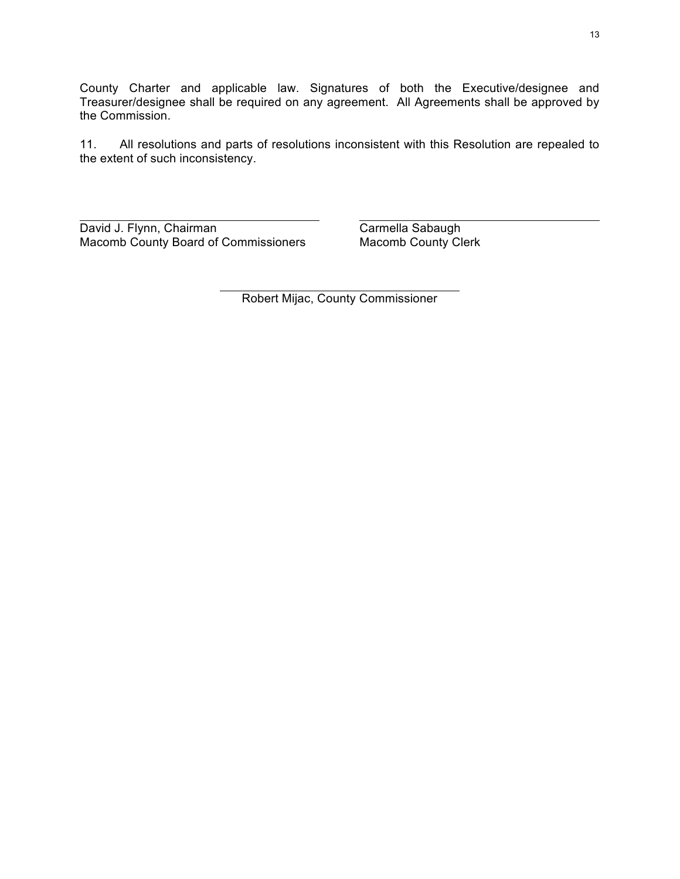County Charter and applicable law. Signatures of both the Executive/designee and Treasurer/designee shall be required on any agreement. All Agreements shall be approved by the Commission.

11. All resolutions and parts of resolutions inconsistent with this Resolution are repealed to the extent of such inconsistency.

| | |
|---|---|
| David J. Flynn, Chairman<br>Macomb County Board of Commissioners | Carmella Sabaugh<br>Macomb County Clerk |

Robert Mijac, County Commissioner